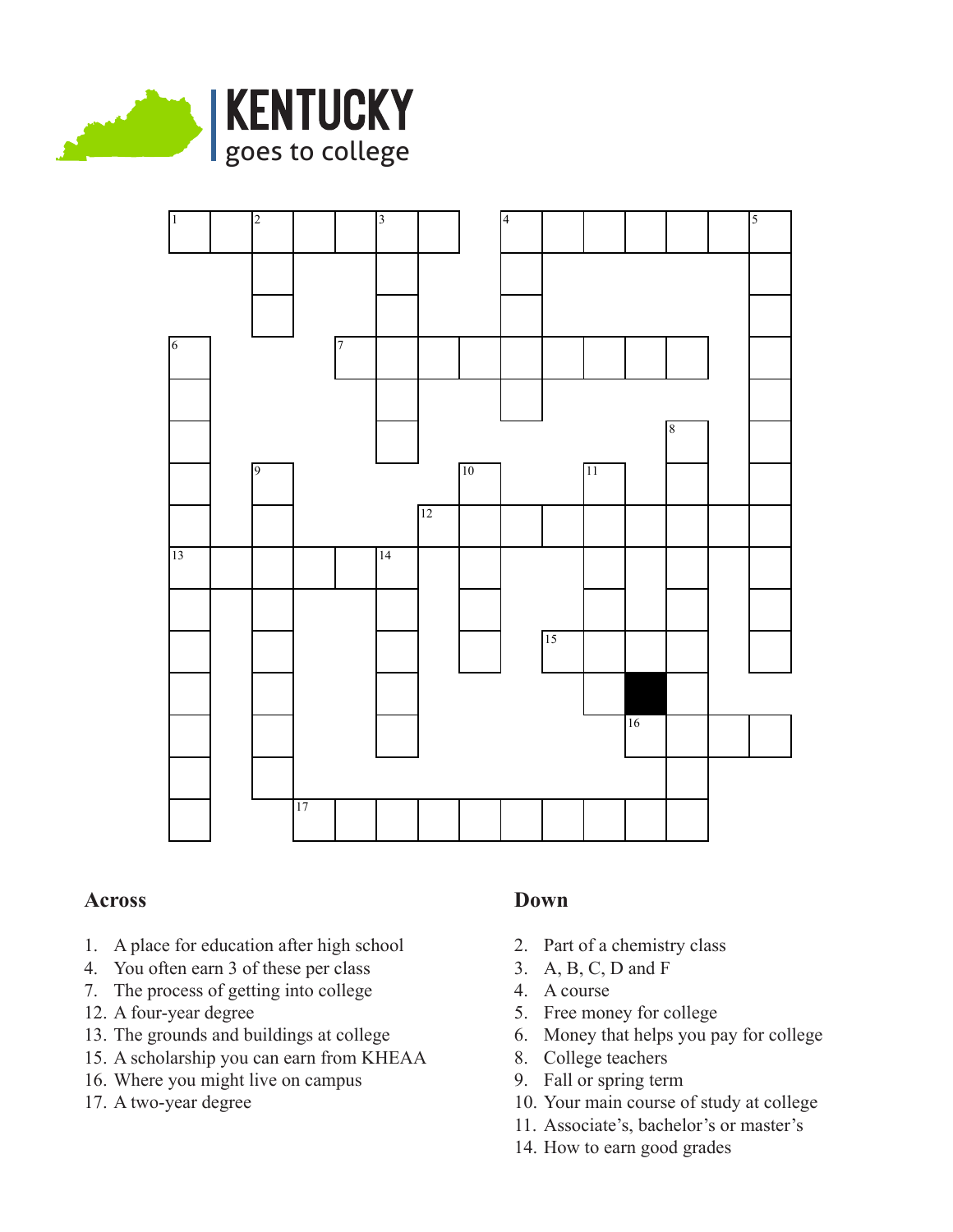# KENTUCKY
goes to college

## Across

1. A place for education after high school
4. You often earn 3 of these per class
7. The process of getting into college
12. A four-year degree
13. The grounds and buildings at college
15. A scholarship you can earn from KHEAA
16. Where you might live on campus
17. A two-year degree

## Down

2. Part of a chemistry class
3. A, B, C, D and F
4. A course
5. Free money for college
6. Money that helps you pay for college
8. College teachers
9. Fall or spring term
10. Your main course of study at college
11. Associate's, bachelor's or master's
14. How to earn good grades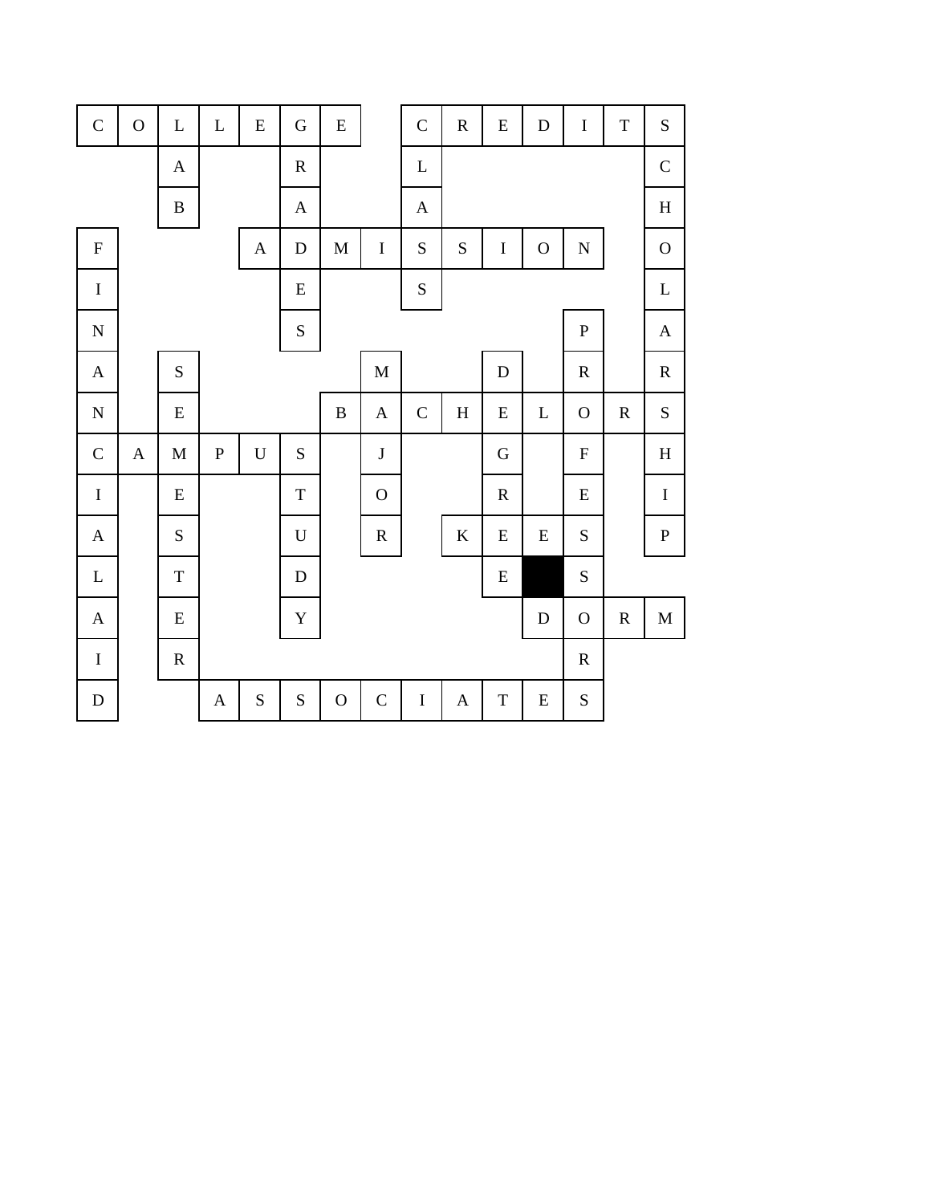| | | | | | | | | | | | | | | |
|---|---|---|---|---|---|---|---|---|---|---|---|---|---|---|
| C | O | L | L | E | G | E | | C | R | E | D | I | T | S |
| | | A | | | R | | | L | | | | | | C |
| | | B | | | A | | | A | | | | | | H |
| F | | | | A | D | M | I | S | S | I | O | N | | O |
| I | | | | | E | | | S | | | | | | L |
| N | | | | | S | | | | | | | P | | A |
| A | | S | | | | | M | | | D | | R | | R |
| N | | E | | | | B | A | C | H | E | L | O | R | S |
| C | A | M | P | U | S | | J | | | G | | F | | H |
| I | | E | | | T | | O | | | R | | E | | I |
| A | | S | | | U | | R | | K | E | E | S | | P |
| L | | T | | | D | | | | | E | ■ | S | | |
| A | | E | | | Y | | | | | | D | O | R | M |
| I | | R | | | | | | | | | | R | | |
| D | | | A | S | S | O | C | I | A | T | E | S | | |